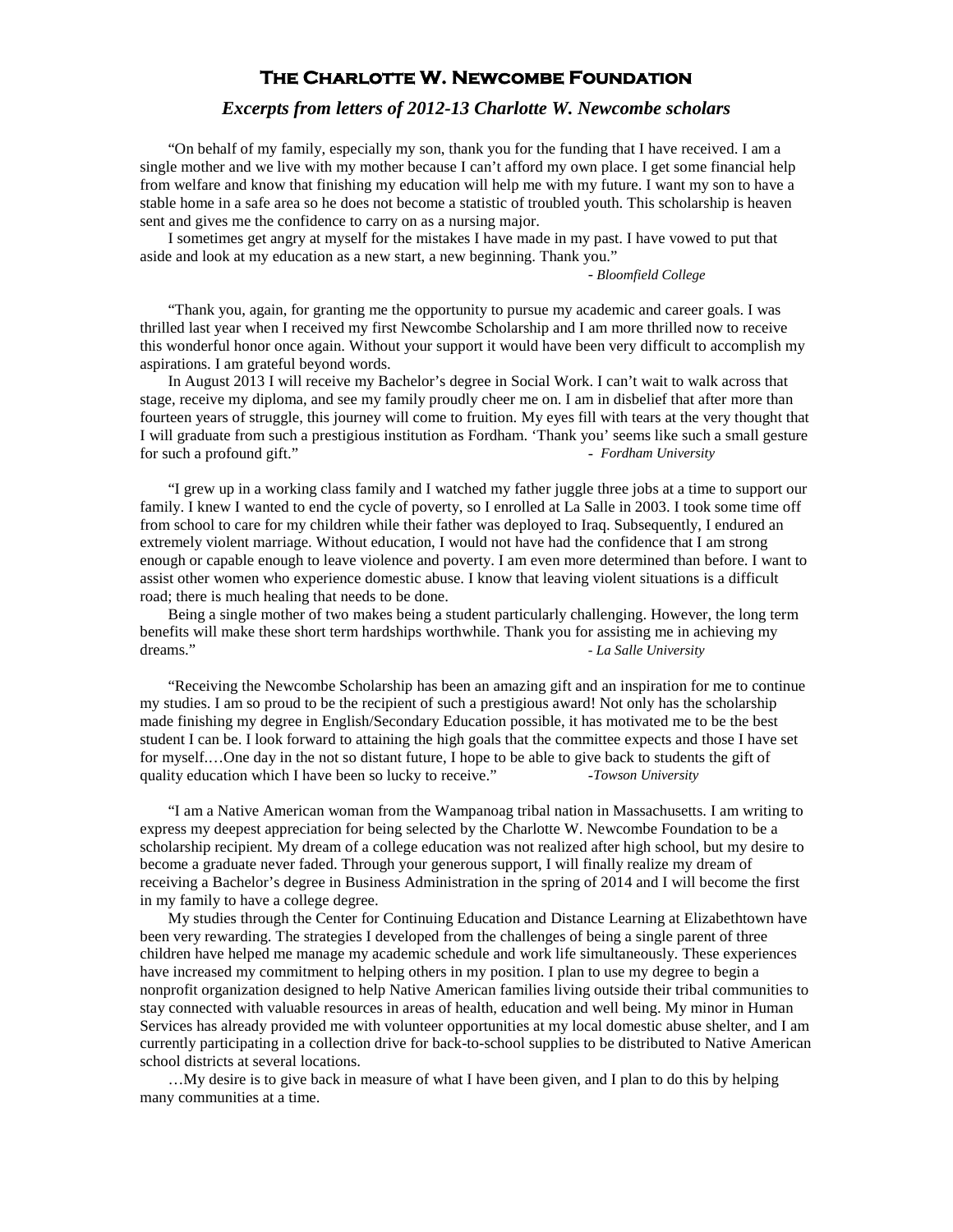# The Charlotte W. Newcombe Foundation

## *Excerpts from letters of 2012-13 Charlotte W. Newcombe scholars*

"On behalf of my family, especially my son, thank you for the funding that I have received. I am a single mother and we live with my mother because I can't afford my own place. I get some financial help from welfare and know that finishing my education will help me with my future. I want my son to have a stable home in a safe area so he does not become a statistic of troubled youth. This scholarship is heaven sent and gives me the confidence to carry on as a nursing major.

I sometimes get angry at myself for the mistakes I have made in my past. I have vowed to put that aside and look at my education as a new start, a new beginning. Thank you."

\- *Bloomfield College*

"Thank you, again, for granting me the opportunity to pursue my academic and career goals. I was thrilled last year when I received my first Newcombe Scholarship and I am more thrilled now to receive this wonderful honor once again. Without your support it would have been very difficult to accomplish my aspirations. I am grateful beyond words.

In August 2013 I will receive my Bachelor's degree in Social Work. I can't wait to walk across that stage, receive my diploma, and see my family proudly cheer me on. I am in disbelief that after more than fourteen years of struggle, this journey will come to fruition. My eyes fill with tears at the very thought that I will graduate from such a prestigious institution as Fordham. 'Thank you' seems like such a small gesture for such a profound gift."

\- *Fordham University*

"I grew up in a working class family and I watched my father juggle three jobs at a time to support our family. I knew I wanted to end the cycle of poverty, so I enrolled at La Salle in 2003. I took some time off from school to care for my children while their father was deployed to Iraq. Subsequently, I endured an extremely violent marriage. Without education, I would not have had the confidence that I am strong enough or capable enough to leave violence and poverty. I am even more determined than before. I want to assist other women who experience domestic abuse. I know that leaving violent situations is a difficult road; there is much healing that needs to be done.

Being a single mother of two makes being a student particularly challenging. However, the long term benefits will make these short term hardships worthwhile. Thank you for assisting me in achieving my dreams."

\- *La Salle University*

"Receiving the Newcombe Scholarship has been an amazing gift and an inspiration for me to continue my studies. I am so proud to be the recipient of such a prestigious award! Not only has the scholarship made finishing my degree in English/Secondary Education possible, it has motivated me to be the best student I can be. I look forward to attaining the high goals that the committee expects and those I have set for myself.…One day in the not so distant future, I hope to be able to give back to students the gift of quality education which I have been so lucky to receive."

\-*Towson University*

"I am a Native American woman from the Wampanoag tribal nation in Massachusetts. I am writing to express my deepest appreciation for being selected by the Charlotte W. Newcombe Foundation to be a scholarship recipient. My dream of a college education was not realized after high school, but my desire to become a graduate never faded. Through your generous support, I will finally realize my dream of receiving a Bachelor's degree in Business Administration in the spring of 2014 and I will become the first in my family to have a college degree.

My studies through the Center for Continuing Education and Distance Learning at Elizabethtown have been very rewarding. The strategies I developed from the challenges of being a single parent of three children have helped me manage my academic schedule and work life simultaneously. These experiences have increased my commitment to helping others in my position. I plan to use my degree to begin a nonprofit organization designed to help Native American families living outside their tribal communities to stay connected with valuable resources in areas of health, education and well being. My minor in Human Services has already provided me with volunteer opportunities at my local domestic abuse shelter, and I am currently participating in a collection drive for back-to-school supplies to be distributed to Native American school districts at several locations.

…My desire is to give back in measure of what I have been given, and I plan to do this by helping many communities at a time.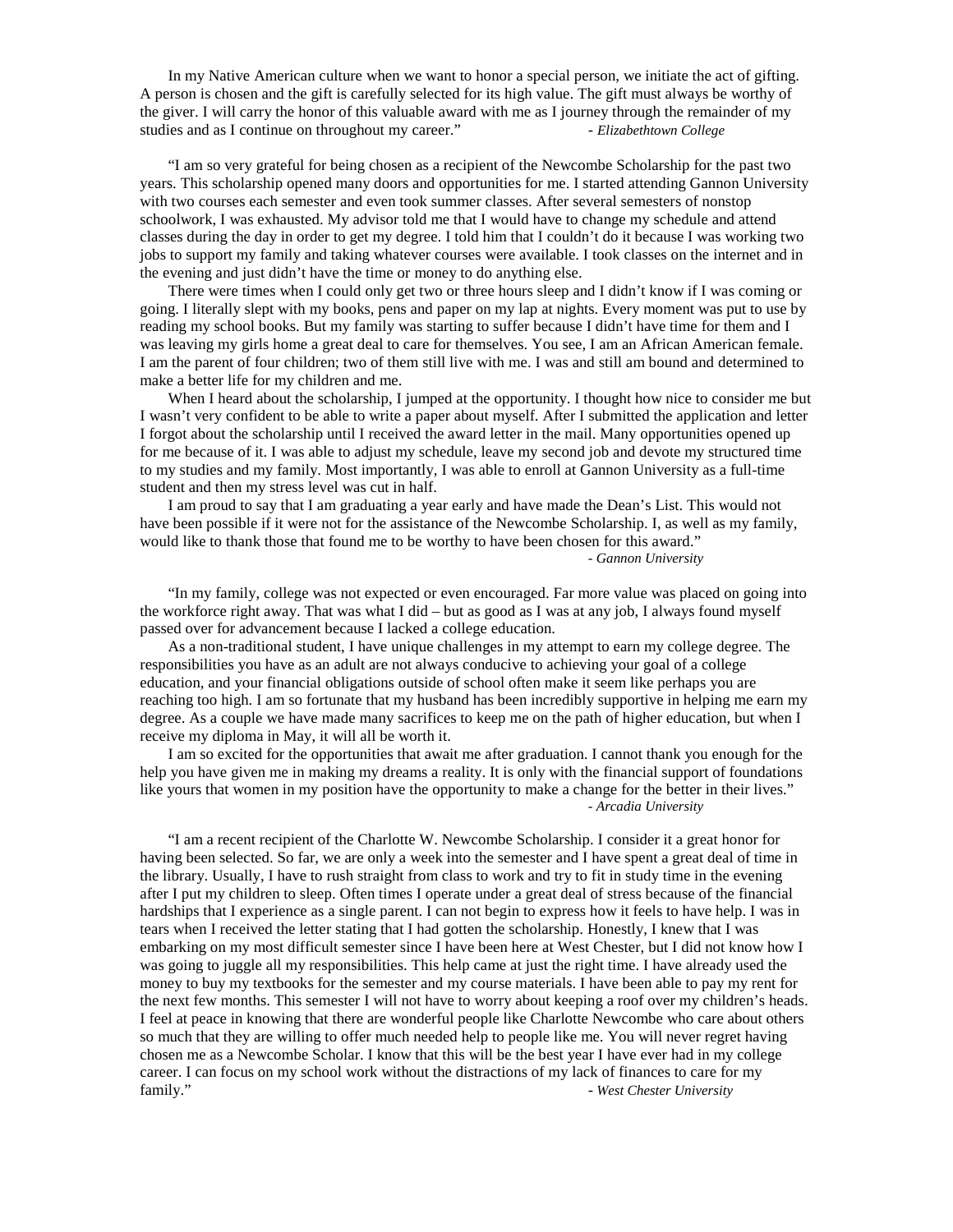In my Native American culture when we want to honor a special person, we initiate the act of gifting. A person is chosen and the gift is carefully selected for its high value. The gift must always be worthy of the giver. I will carry the honor of this valuable award with me as I journey through the remainder of my studies and as I continue on throughout my career." - *Elizabethtown College*

"I am so very grateful for being chosen as a recipient of the Newcombe Scholarship for the past two years. This scholarship opened many doors and opportunities for me. I started attending Gannon University with two courses each semester and even took summer classes. After several semesters of nonstop schoolwork, I was exhausted. My advisor told me that I would have to change my schedule and attend classes during the day in order to get my degree. I told him that I couldn't do it because I was working two jobs to support my family and taking whatever courses were available. I took classes on the internet and in the evening and just didn't have the time or money to do anything else.

There were times when I could only get two or three hours sleep and I didn't know if I was coming or going. I literally slept with my books, pens and paper on my lap at nights. Every moment was put to use by reading my school books. But my family was starting to suffer because I didn't have time for them and I was leaving my girls home a great deal to care for themselves. You see, I am an African American female. I am the parent of four children; two of them still live with me. I was and still am bound and determined to make a better life for my children and me.

When I heard about the scholarship, I jumped at the opportunity. I thought how nice to consider me but I wasn't very confident to be able to write a paper about myself. After I submitted the application and letter I forgot about the scholarship until I received the award letter in the mail. Many opportunities opened up for me because of it. I was able to adjust my schedule, leave my second job and devote my structured time to my studies and my family. Most importantly, I was able to enroll at Gannon University as a full-time student and then my stress level was cut in half.

I am proud to say that I am graduating a year early and have made the Dean's List. This would not have been possible if it were not for the assistance of the Newcombe Scholarship. I, as well as my family, would like to thank those that found me to be worthy to have been chosen for this award."

- *Gannon University*

"In my family, college was not expected or even encouraged. Far more value was placed on going into the workforce right away. That was what I did – but as good as I was at any job, I always found myself passed over for advancement because I lacked a college education.

As a non-traditional student, I have unique challenges in my attempt to earn my college degree. The responsibilities you have as an adult are not always conducive to achieving your goal of a college education, and your financial obligations outside of school often make it seem like perhaps you are reaching too high. I am so fortunate that my husband has been incredibly supportive in helping me earn my degree. As a couple we have made many sacrifices to keep me on the path of higher education, but when I receive my diploma in May, it will all be worth it.

I am so excited for the opportunities that await me after graduation. I cannot thank you enough for the help you have given me in making my dreams a reality. It is only with the financial support of foundations like yours that women in my position have the opportunity to make a change for the better in their lives."

- *Arcadia University*

"I am a recent recipient of the Charlotte W. Newcombe Scholarship. I consider it a great honor for having been selected. So far, we are only a week into the semester and I have spent a great deal of time in the library. Usually, I have to rush straight from class to work and try to fit in study time in the evening after I put my children to sleep. Often times I operate under a great deal of stress because of the financial hardships that I experience as a single parent. I can not begin to express how it feels to have help. I was in tears when I received the letter stating that I had gotten the scholarship. Honestly, I knew that I was embarking on my most difficult semester since I have been here at West Chester, but I did not know how I was going to juggle all my responsibilities. This help came at just the right time. I have already used the money to buy my textbooks for the semester and my course materials. I have been able to pay my rent for the next few months. This semester I will not have to worry about keeping a roof over my children's heads. I feel at peace in knowing that there are wonderful people like Charlotte Newcombe who care about others so much that they are willing to offer much needed help to people like me. You will never regret having chosen me as a Newcombe Scholar. I know that this will be the best year I have ever had in my college career. I can focus on my school work without the distractions of my lack of finances to care for my family." - *West Chester University*